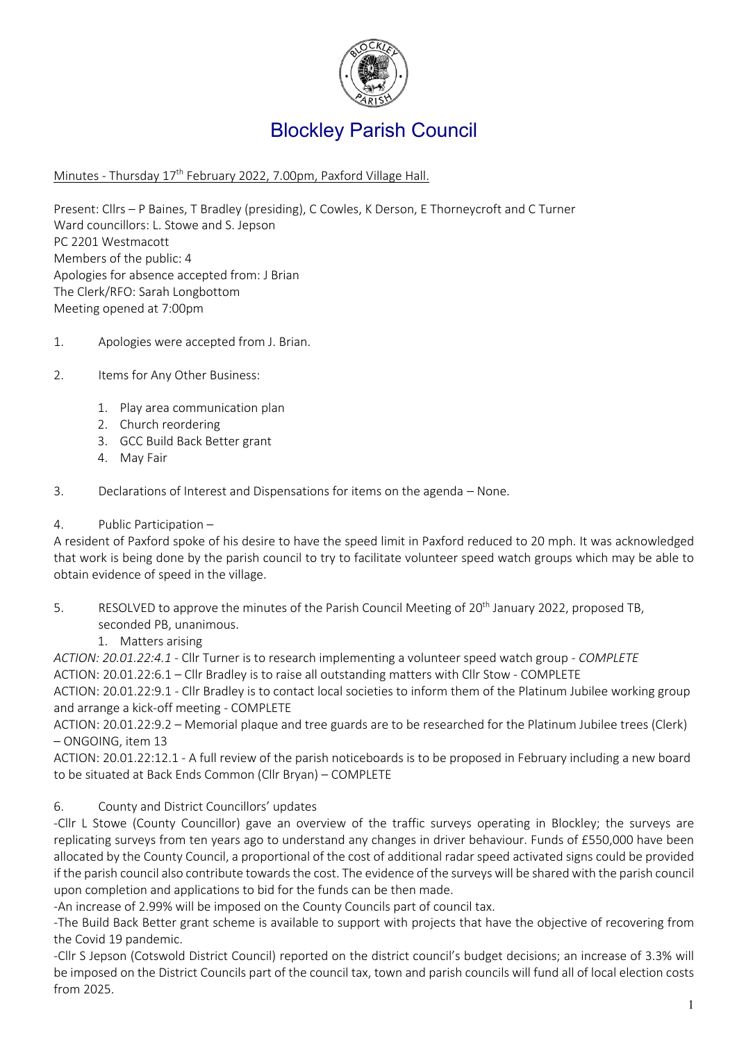# Blockley Parish Council

Minutes - Thursday 17th February 2022, 7.00pm, Paxford Village Hall.

Present: Cllrs – P Baines, T Bradley (presiding), C Cowles, K Derson, E Thorneycroft and C Turner
Ward councillors: L. Stowe and S. Jepson
PC 2201 Westmacott
Members of the public: 4
Apologies for absence accepted from: J Brian
The Clerk/RFO: Sarah Longbottom
Meeting opened at 7:00pm

1. Apologies were accepted from J. Brian.

2. Items for Any Other Business:

   1. Play area communication plan
   2. Church reordering
   3. GCC Build Back Better grant
   4. May Fair

3. Declarations of Interest and Dispensations for items on the agenda – None.

4. Public Participation –

A resident of Paxford spoke of his desire to have the speed limit in Paxford reduced to 20 mph. It was acknowledged that work is being done by the parish council to try to facilitate volunteer speed watch groups which may be able to obtain evidence of speed in the village.

5. RESOLVED to approve the minutes of the Parish Council Meeting of 20th January 2022, proposed TB, seconded PB, unanimous.

   1. Matters arising

*ACTION: 20.01.22:4.1* - Cllr Turner is to research implementing a volunteer speed watch group - *COMPLETE*

ACTION: 20.01.22:6.1 – Cllr Bradley is to raise all outstanding matters with Cllr Stow - COMPLETE

ACTION: 20.01.22:9.1 - Cllr Bradley is to contact local societies to inform them of the Platinum Jubilee working group and arrange a kick-off meeting - COMPLETE

ACTION: 20.01.22:9.2 – Memorial plaque and tree guards are to be researched for the Platinum Jubilee trees (Clerk) – ONGOING, item 13

ACTION: 20.01.22:12.1 - A full review of the parish noticeboards is to be proposed in February including a new board to be situated at Back Ends Common (Cllr Bryan) – COMPLETE

6. County and District Councillors' updates

-Cllr L Stowe (County Councillor) gave an overview of the traffic surveys operating in Blockley; the surveys are replicating surveys from ten years ago to understand any changes in driver behaviour. Funds of £550,000 have been allocated by the County Council, a proportional of the cost of additional radar speed activated signs could be provided if the parish council also contribute towards the cost. The evidence of the surveys will be shared with the parish council upon completion and applications to bid for the funds can be then made.

-An increase of 2.99% will be imposed on the County Councils part of council tax.

-The Build Back Better grant scheme is available to support with projects that have the objective of recovering from the Covid 19 pandemic.

-Cllr S Jepson (Cotswold District Council) reported on the district council's budget decisions; an increase of 3.3% will be imposed on the District Councils part of the council tax, town and parish councils will fund all of local election costs from 2025.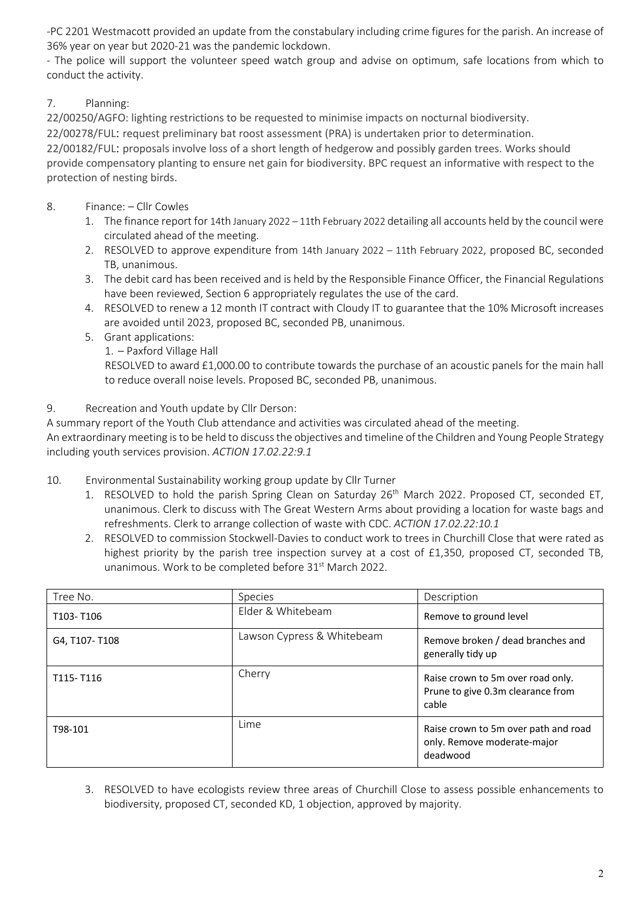-PC 2201 Westmacott provided an update from the constabulary including crime figures for the parish. An increase of 36% year on year but 2020-21 was the pandemic lockdown.

- The police will support the volunteer speed watch group and advise on optimum, safe locations from which to conduct the activity.

7. Planning:

22/00250/AGFO: lighting restrictions to be requested to minimise impacts on nocturnal biodiversity.

22/00278/FUL: request preliminary bat roost assessment (PRA) is undertaken prior to determination.

22/00182/FUL: proposals involve loss of a short length of hedgerow and possibly garden trees. Works should provide compensatory planting to ensure net gain for biodiversity. BPC request an informative with respect to the protection of nesting birds.

8. Finance: – Cllr Cowles
   1. The finance report for 14th January 2022 – 11th February 2022 detailing all accounts held by the council were circulated ahead of the meeting.
   2. RESOLVED to approve expenditure from 14th January 2022 – 11th February 2022, proposed BC, seconded TB, unanimous.
   3. The debit card has been received and is held by the Responsible Finance Officer, the Financial Regulations have been reviewed, Section 6 appropriately regulates the use of the card.
   4. RESOLVED to renew a 12 month IT contract with Cloudy IT to guarantee that the 10% Microsoft increases are avoided until 2023, proposed BC, seconded PB, unanimous.
   5. Grant applications:
      1. – Paxford Village Hall

      RESOLVED to award £1,000.00 to contribute towards the purchase of an acoustic panels for the main hall to reduce overall noise levels. Proposed BC, seconded PB, unanimous.

9. Recreation and Youth update by Cllr Derson:

A summary report of the Youth Club attendance and activities was circulated ahead of the meeting.

An extraordinary meeting is to be held to discuss the objectives and timeline of the Children and Young People Strategy including youth services provision. *ACTION 17.02.22:9.1*

10. Environmental Sustainability working group update by Cllr Turner
    1. RESOLVED to hold the parish Spring Clean on Saturday 26th March 2022. Proposed CT, seconded ET, unanimous. Clerk to discuss with The Great Western Arms about providing a location for waste bags and refreshments. Clerk to arrange collection of waste with CDC. *ACTION 17.02.22:10.1*
    2. RESOLVED to commission Stockwell-Davies to conduct work to trees in Churchill Close that were rated as highest priority by the parish tree inspection survey at a cost of £1,350, proposed CT, seconded TB, unanimous. Work to be completed before 31st March 2022.

| Tree No. | Species | Description |
|---|---|---|
| T103- T106 | Elder & Whitebeam | Remove to ground level |
| G4, T107- T108 | Lawson Cypress & Whitebeam | Remove broken / dead branches and generally tidy up |
| T115- T116 | Cherry | Raise crown to 5m over road only. Prune to give 0.3m clearance from cable |
| T98-101 | Lime | Raise crown to 5m over path and road only. Remove moderate-major deadwood |

    3. RESOLVED to have ecologists review three areas of Churchill Close to assess possible enhancements to biodiversity, proposed CT, seconded KD, 1 objection, approved by majority.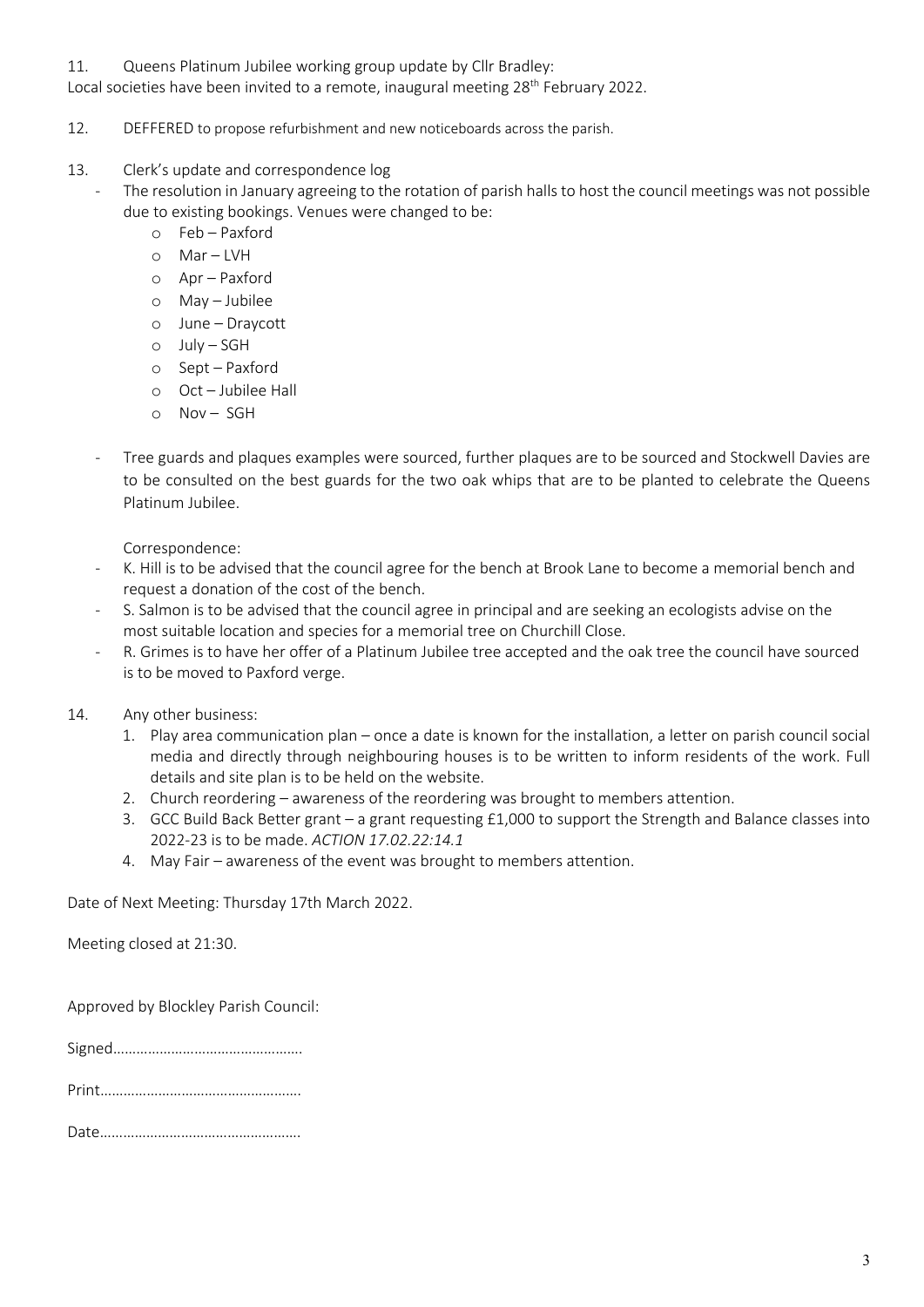11. Queens Platinum Jubilee working group update by Cllr Bradley:
Local societies have been invited to a remote, inaugural meeting 28th February 2022.

12. DEFFERED to propose refurbishment and new noticeboards across the parish.

13. Clerk's update and correspondence log
   - The resolution in January agreeing to the rotation of parish halls to host the council meetings was not possible due to existing bookings. Venues were changed to be:
     - Feb – Paxford
     - Mar – LVH
     - Apr – Paxford
     - May – Jubilee
     - June – Draycott
     - July – SGH
     - Sept – Paxford
     - Oct – Jubilee Hall
     - Nov – SGH
   - Tree guards and plaques examples were sourced, further plaques are to be sourced and Stockwell Davies are to be consulted on the best guards for the two oak whips that are to be planted to celebrate the Queens Platinum Jubilee.

   Correspondence:
   - K. Hill is to be advised that the council agree for the bench at Brook Lane to become a memorial bench and request a donation of the cost of the bench.
   - S. Salmon is to be advised that the council agree in principal and are seeking an ecologists advise on the most suitable location and species for a memorial tree on Churchill Close.
   - R. Grimes is to have her offer of a Platinum Jubilee tree accepted and the oak tree the council have sourced is to be moved to Paxford verge.

14. Any other business:
   1. Play area communication plan – once a date is known for the installation, a letter on parish council social media and directly through neighbouring houses is to be written to inform residents of the work. Full details and site plan is to be held on the website.
   2. Church reordering – awareness of the reordering was brought to members attention.
   3. GCC Build Back Better grant – a grant requesting £1,000 to support the Strength and Balance classes into 2022-23 is to be made. *ACTION 17.02.22:14.1*
   4. May Fair – awareness of the event was brought to members attention.

Date of Next Meeting: Thursday 17th March 2022.

Meeting closed at 21:30.

Approved by Blockley Parish Council:

Signed…………………………………………

Print……………………………………………

Date……………………………………………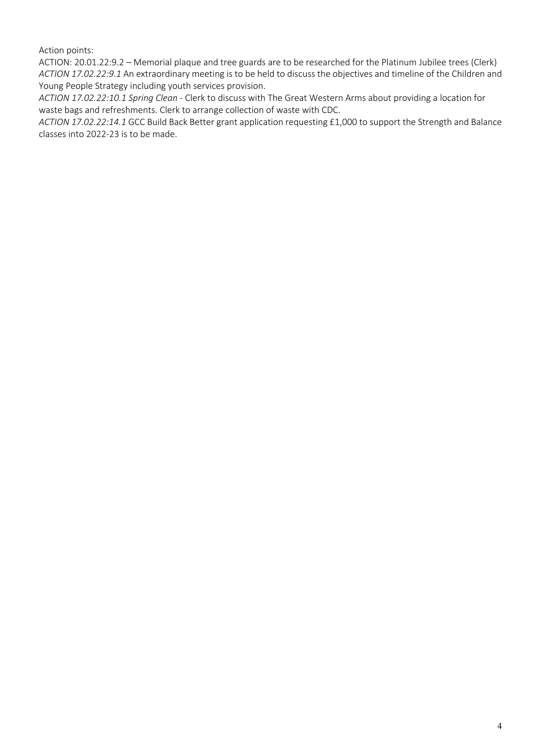Action points:

ACTION: 20.01.22:9.2 – Memorial plaque and tree guards are to be researched for the Platinum Jubilee trees (Clerk)

*ACTION 17.02.22:9.1* An extraordinary meeting is to be held to discuss the objectives and timeline of the Children and Young People Strategy including youth services provision.

*ACTION 17.02.22:10.1 Spring Clean* - Clerk to discuss with The Great Western Arms about providing a location for waste bags and refreshments. Clerk to arrange collection of waste with CDC.

*ACTION 17.02.22:14.1* GCC Build Back Better grant application requesting £1,000 to support the Strength and Balance classes into 2022-23 is to be made.